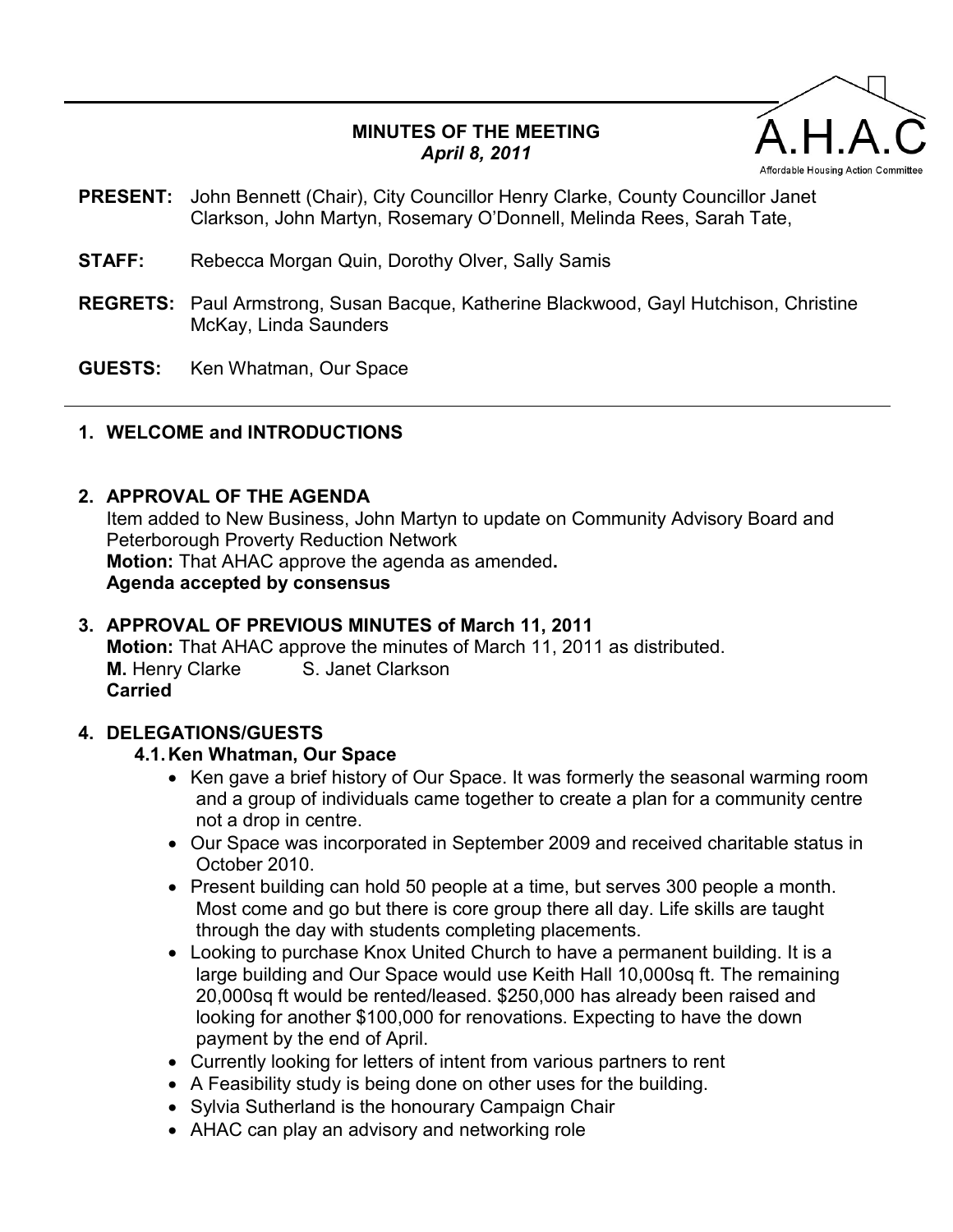A.H.A.C

Affordable Housing Action Committee

# MINUTES OF THE MEETING
*April 8, 2011*

**PRESENT:** John Bennett (Chair), City Councillor Henry Clarke, County Councillor Janet Clarkson, John Martyn, Rosemary O'Donnell, Melinda Rees, Sarah Tate,

**STAFF:** Rebecca Morgan Quin, Dorothy Olver, Sally Samis

**REGRETS:** Paul Armstrong, Susan Bacque, Katherine Blackwood, Gayl Hutchison, Christine McKay, Linda Saunders

**GUESTS:** Ken Whatman, Our Space

---

## 1. WELCOME and INTRODUCTIONS

## 2. APPROVAL OF THE AGENDA

Item added to New Business, John Martyn to update on Community Advisory Board and Peterborough Proverty Reduction Network

**Motion:** That AHAC approve the agenda as amended**.**

**Agenda accepted by consensus**

## 3. APPROVAL OF PREVIOUS MINUTES of March 11, 2011

**Motion:** That AHAC approve the minutes of March 11, 2011 as distributed.

**M.** Henry Clarke S. Janet Clarkson

**Carried**

## 4. DELEGATIONS/GUESTS

### 4.1. Ken Whatman, Our Space

- Ken gave a brief history of Our Space. It was formerly the seasonal warming room and a group of individuals came together to create a plan for a community centre not a drop in centre.
- Our Space was incorporated in September 2009 and received charitable status in October 2010.
- Present building can hold 50 people at a time, but serves 300 people a month. Most come and go but there is core group there all day. Life skills are taught through the day with students completing placements.
- Looking to purchase Knox United Church to have a permanent building. It is a large building and Our Space would use Keith Hall 10,000sq ft. The remaining 20,000sq ft would be rented/leased. $250,000 has already been raised and looking for another $100,000 for renovations. Expecting to have the down payment by the end of April.
- Currently looking for letters of intent from various partners to rent
- A Feasibility study is being done on other uses for the building.
- Sylvia Sutherland is the honourary Campaign Chair
- AHAC can play an advisory and networking role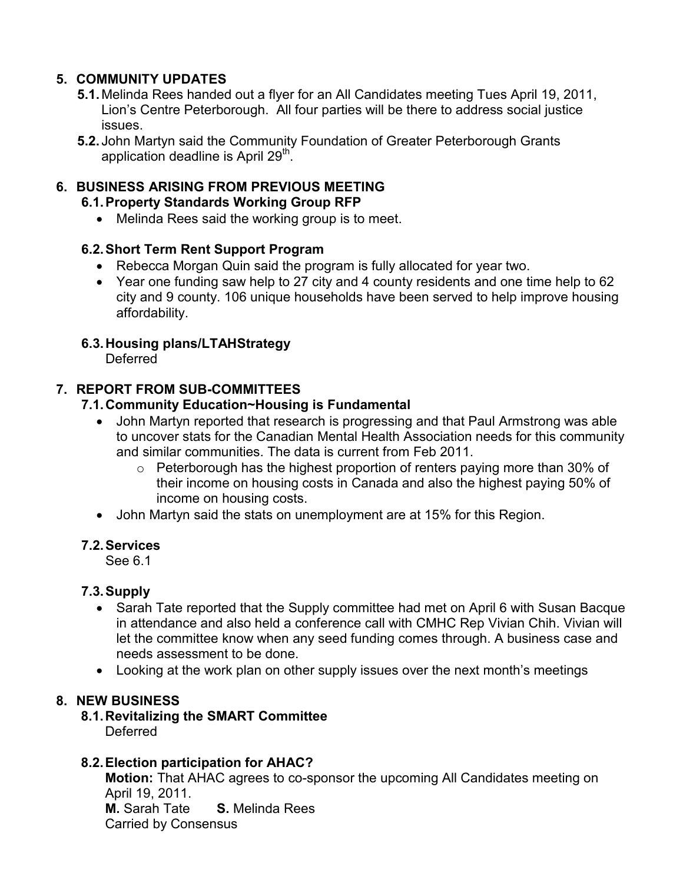## 5. COMMUNITY UPDATES

**5.1.** Melinda Rees handed out a flyer for an All Candidates meeting Tues April 19, 2011, Lion's Centre Peterborough. All four parties will be there to address social justice issues.

**5.2.** John Martyn said the Community Foundation of Greater Peterborough Grants application deadline is April 29th.

## 6. BUSINESS ARISING FROM PREVIOUS MEETING

### 6.1. Property Standards Working Group RFP

- Melinda Rees said the working group is to meet.

### 6.2. Short Term Rent Support Program

- Rebecca Morgan Quin said the program is fully allocated for year two.
- Year one funding saw help to 27 city and 4 county residents and one time help to 62 city and 9 county. 106 unique households have been served to help improve housing affordability.

### 6.3. Housing plans/LTAHStrategy

Deferred

## 7. REPORT FROM SUB-COMMITTEES

### 7.1. Community Education~Housing is Fundamental

- John Martyn reported that research is progressing and that Paul Armstrong was able to uncover stats for the Canadian Mental Health Association needs for this community and similar communities. The data is current from Feb 2011.
  - Peterborough has the highest proportion of renters paying more than 30% of their income on housing costs in Canada and also the highest paying 50% of income on housing costs.
- John Martyn said the stats on unemployment are at 15% for this Region.

### 7.2. Services

See 6.1

### 7.3. Supply

- Sarah Tate reported that the Supply committee had met on April 6 with Susan Bacque in attendance and also held a conference call with CMHC Rep Vivian Chih. Vivian will let the committee know when any seed funding comes through. A business case and needs assessment to be done.
- Looking at the work plan on other supply issues over the next month's meetings

## 8. NEW BUSINESS

### 8.1. Revitalizing the SMART Committee

Deferred

### 8.2. Election participation for AHAC?

**Motion:** That AHAC agrees to co-sponsor the upcoming All Candidates meeting on April 19, 2011.

**M.** Sarah Tate **S.** Melinda Rees

Carried by Consensus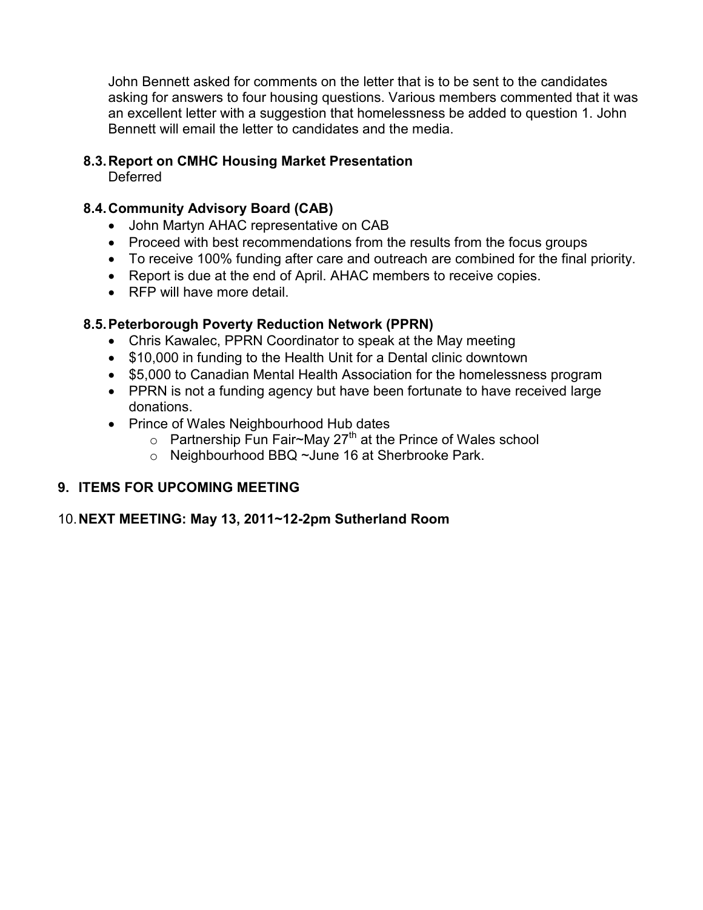John Bennett asked for comments on the letter that is to be sent to the candidates asking for answers to four housing questions. Various members commented that it was an excellent letter with a suggestion that homelessness be added to question 1. John Bennett will email the letter to candidates and the media.

### 8.3. Report on CMHC Housing Market Presentation

Deferred

### 8.4. Community Advisory Board (CAB)

- John Martyn AHAC representative on CAB
- Proceed with best recommendations from the results from the focus groups
- To receive 100% funding after care and outreach are combined for the final priority.
- Report is due at the end of April. AHAC members to receive copies.
- RFP will have more detail.

### 8.5. Peterborough Poverty Reduction Network (PPRN)

- Chris Kawalec, PPRN Coordinator to speak at the May meeting
- $10,000 in funding to the Health Unit for a Dental clinic downtown
- $5,000 to Canadian Mental Health Association for the homelessness program
- PPRN is not a funding agency but have been fortunate to have received large donations.
- Prince of Wales Neighbourhood Hub dates
    - Partnership Fun Fair~May 27th at the Prince of Wales school
    - Neighbourhood BBQ ~June 16 at Sherbrooke Park.

## 9. ITEMS FOR UPCOMING MEETING

## 10. NEXT MEETING: May 13, 2011~12-2pm Sutherland Room